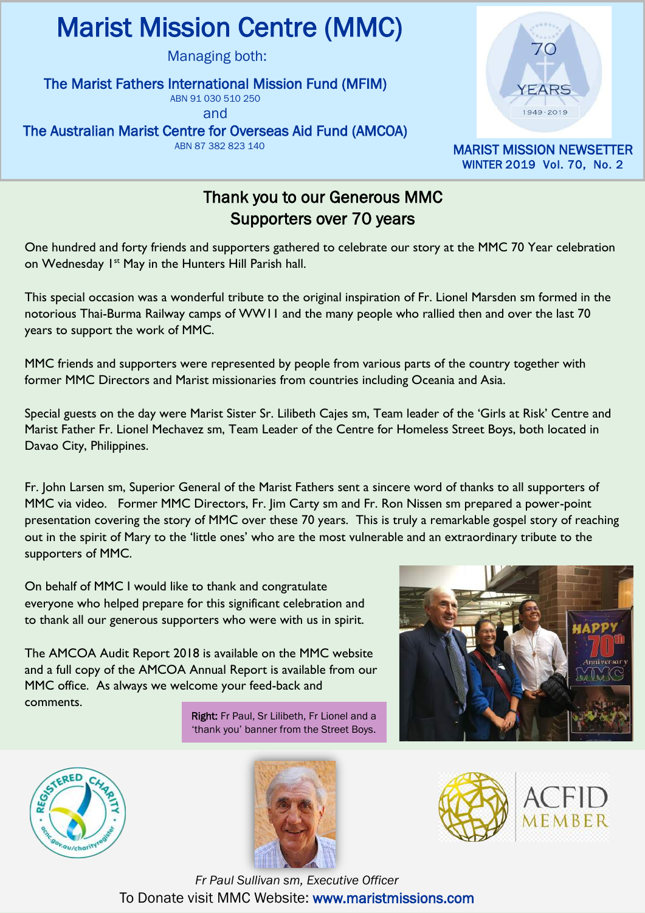# Marist Mission Centre (MMC)

Managing both:

**The Marist Fathers International Mission Fund (MFIM)**
ABN 91 030 510 250

and

**The Australian Marist Centre for Overseas Aid Fund (AMCOA)**
ABN 87 382 823 140

MARIST MISSION NEWSETTER
WINTER 2019 Vol. 70, No. 2

## Thank you to our Generous MMC Supporters over 70 years

One hundred and forty friends and supporters gathered to celebrate our story at the MMC 70 Year celebration on Wednesday 1st May in the Hunters Hill Parish hall.

This special occasion was a wonderful tribute to the original inspiration of Fr. Lionel Marsden sm formed in the notorious Thai-Burma Railway camps of WWII and the many people who rallied then and over the last 70 years to support the work of MMC.

MMC friends and supporters were represented by people from various parts of the country together with former MMC Directors and Marist missionaries from countries including Oceania and Asia.

Special guests on the day were Marist Sister Sr. Lilibeth Cajes sm, Team leader of the 'Girls at Risk' Centre and Marist Father Fr. Lionel Mechavez sm, Team Leader of the Centre for Homeless Street Boys, both located in Davao City, Philippines.

Fr. John Larsen sm, Superior General of the Marist Fathers sent a sincere word of thanks to all supporters of MMC via video. Former MMC Directors, Fr. Jim Carty sm and Fr. Ron Nissen sm prepared a power-point presentation covering the story of MMC over these 70 years. This is truly a remarkable gospel story of reaching out in the spirit of Mary to the 'little ones' who are the most vulnerable and an extraordinary tribute to the supporters of MMC.

On behalf of MMC I would like to thank and congratulate everyone who helped prepare for this significant celebration and to thank all our generous supporters who were with us in spirit.

The AMCOA Audit Report 2018 is available on the MMC website and a full copy of the AMCOA Annual Report is available from our MMC office. As always we welcome your feed-back and comments.

**Right:** Fr Paul, Sr Lilibeth, Fr Lionel and a 'thank you' banner from the Street Boys.

*Fr Paul Sullivan sm, Executive Officer*

To Donate visit MMC Website: www.maristmissions.com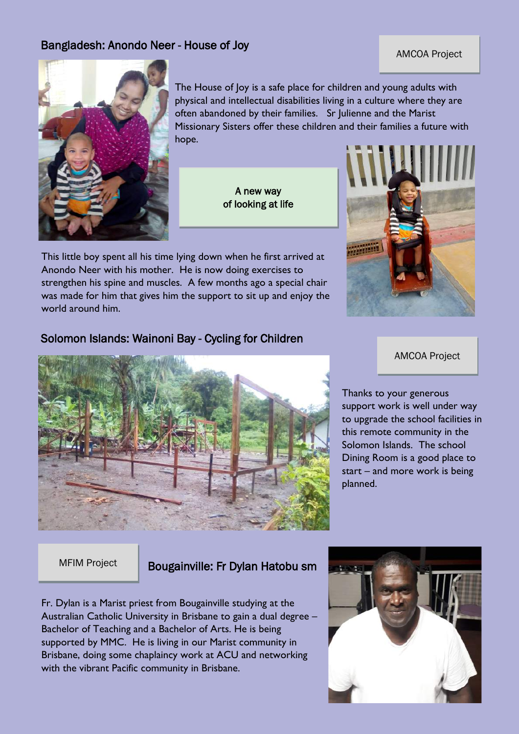## Bangladesh: Anondo Neer - House of Joy

AMCOA Project

The House of Joy is a safe place for children and young adults with physical and intellectual disabilities living in a culture where they are often abandoned by their families. Sr Julienne and the Marist Missionary Sisters offer these children and their families a future with hope.

A new way of looking at life

This little boy spent all his time lying down when he first arrived at Anondo Neer with his mother. He is now doing exercises to strengthen his spine and muscles. A few months ago a special chair was made for him that gives him the support to sit up and enjoy the world around him.

## Solomon Islands: Wainoni Bay - Cycling for Children

AMCOA Project

Thanks to your generous support work is well under way to upgrade the school facilities in this remote community in the Solomon Islands. The school Dining Room is a good place to start – and more work is being planned.

## Bougainville: Fr Dylan Hatobu sm

MFIM Project

Fr. Dylan is a Marist priest from Bougainville studying at the Australian Catholic University in Brisbane to gain a dual degree – Bachelor of Teaching and a Bachelor of Arts. He is being supported by MMC. He is living in our Marist community in Brisbane, doing some chaplaincy work at ACU and networking with the vibrant Pacific community in Brisbane.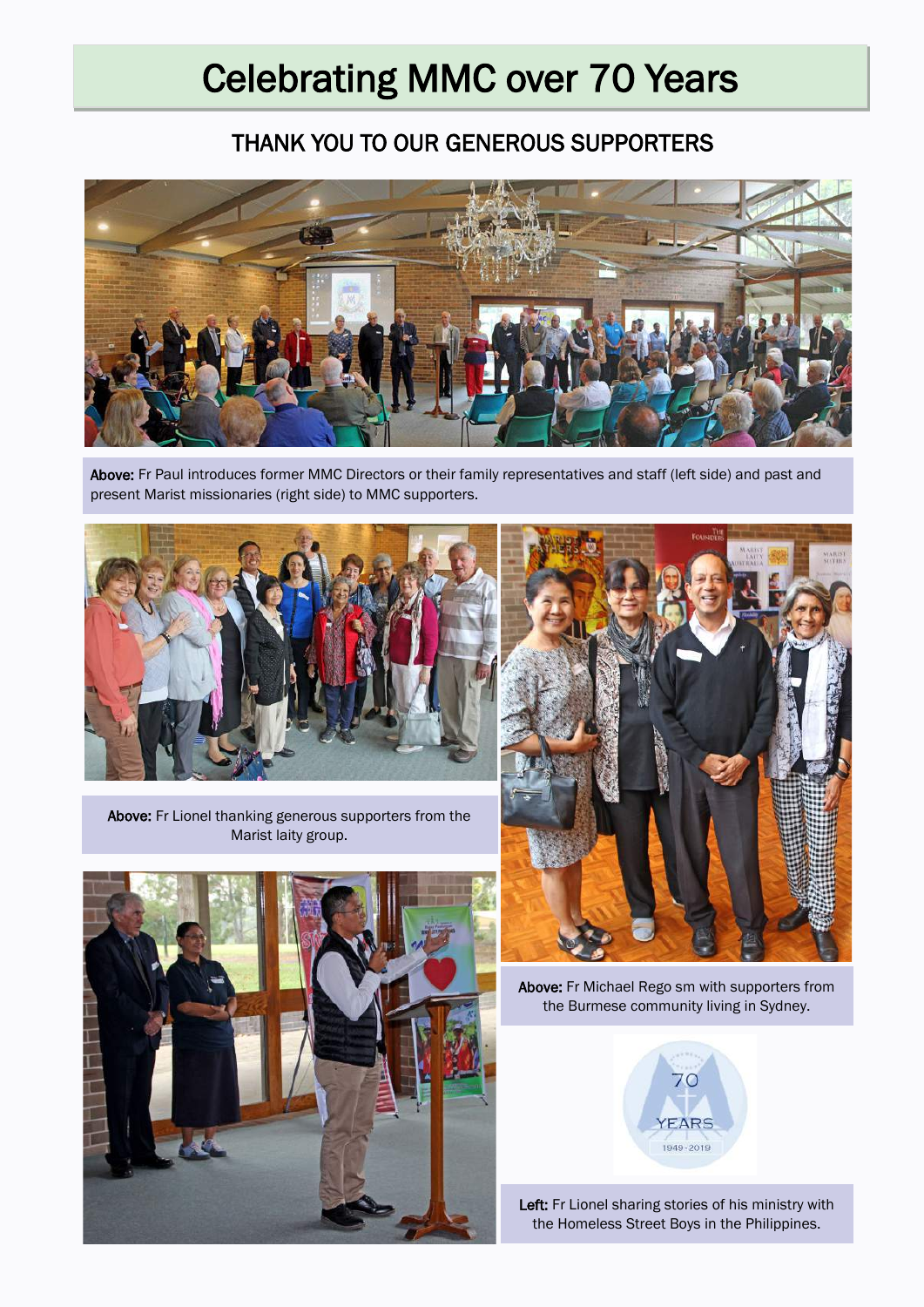# Celebrating MMC over 70 Years

## THANK YOU TO OUR GENEROUS SUPPORTERS

**Above:** Fr Paul introduces former MMC Directors or their family representatives and staff (left side) and past and present Marist missionaries (right side) to MMC supporters.

**Above:** Fr Lionel thanking generous supporters from the Marist laity group.

**Above:** Fr Michael Rego sm with supporters from the Burmese community living in Sydney.

**Left:** Fr Lionel sharing stories of his ministry with the Homeless Street Boys in the Philippines.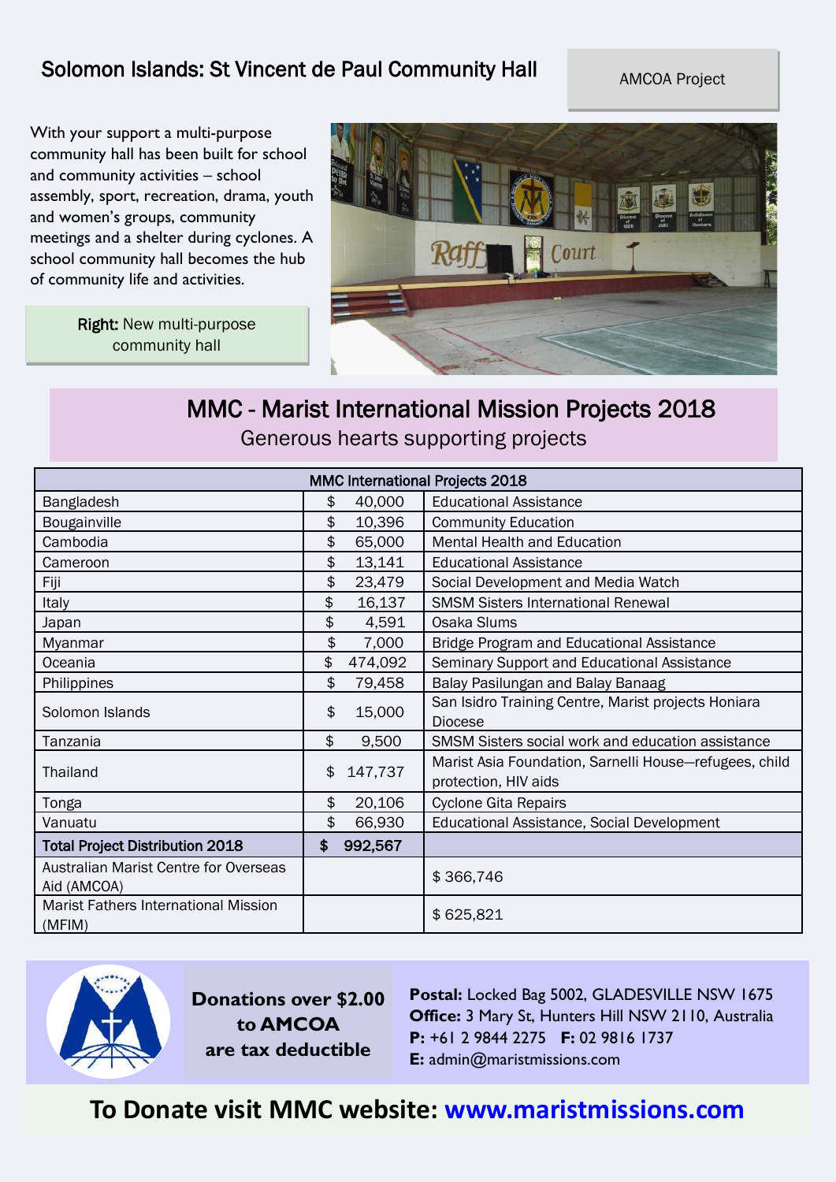## Solomon Islands: St Vincent de Paul Community Hall

AMCOA Project

With your support a multi-purpose community hall has been built for school and community activities – school assembly, sport, recreation, drama, youth and women's groups, community meetings and a shelter during cyclones. A school community hall becomes the hub of community life and activities.

**Right:** New multi-purpose community hall

# MMC - Marist International Mission Projects 2018

Generous hearts supporting projects

| MMC International Projects 2018 | | |
|---|---|---|
| Bangladesh | $ 40,000 | Educational Assistance |
| Bougainville | $ 10,396 | Community Education |
| Cambodia | $ 65,000 | Mental Health and Education |
| Cameroon | $ 13,141 | Educational Assistance |
| Fiji | $ 23,479 | Social Development and Media Watch |
| Italy | $ 16,137 | SMSM Sisters International Renewal |
| Japan | $ 4,591 | Osaka Slums |
| Myanmar | $ 7,000 | Bridge Program and Educational Assistance |
| Oceania | $ 474,092 | Seminary Support and Educational Assistance |
| Philippines | $ 79,458 | Balay Pasilungan and Balay Banaag |
| Solomon Islands | $ 15,000 | San Isidro Training Centre, Marist projects Honiara Diocese |
| Tanzania | $ 9,500 | SMSM Sisters social work and education assistance |
| Thailand | $ 147,737 | Marist Asia Foundation, Sarnelli House—refugees, child protection, HIV aids |
| Tonga | $ 20,106 | Cyclone Gita Repairs |
| Vanuatu | $ 66,930 | Educational Assistance, Social Development |
| **Total Project Distribution 2018** | **$ 992,567** | |
| Australian Marist Centre for Overseas Aid (AMCOA) | | $ 366,746 |
| Marist Fathers International Mission (MFIM) | | $ 625,821 |

**Donations over $2.00 to AMCOA are tax deductible**

**Postal:** Locked Bag 5002, GLADESVILLE NSW 1675
**Office:** 3 Mary St, Hunters Hill NSW 2110, Australia
**P:** +61 2 9844 2275 **F:** 02 9816 1737
**E:** admin@maristmissions.com

**To Donate visit MMC website: www.maristmissions.com**